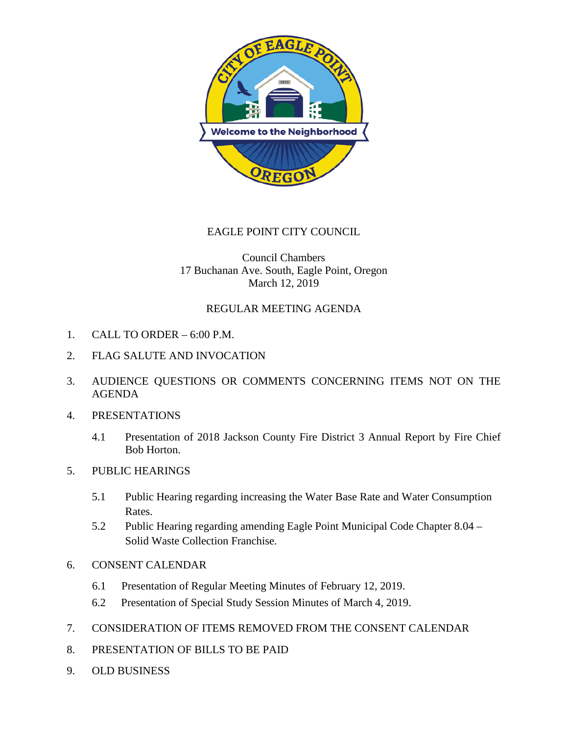# EAGLE POINT CITY COUNCIL

Council Chambers
17 Buchanan Ave. South, Eagle Point, Oregon
March 12, 2019

## REGULAR MEETING AGENDA

1. CALL TO ORDER – 6:00 P.M.
2. FLAG SALUTE AND INVOCATION
3. AUDIENCE QUESTIONS OR COMMENTS CONCERNING ITEMS NOT ON THE AGENDA
4. PRESENTATIONS
   - 4.1 Presentation of 2018 Jackson County Fire District 3 Annual Report by Fire Chief Bob Horton.
5. PUBLIC HEARINGS
   - 5.1 Public Hearing regarding increasing the Water Base Rate and Water Consumption Rates.
   - 5.2 Public Hearing regarding amending Eagle Point Municipal Code Chapter 8.04 – Solid Waste Collection Franchise.
6. CONSENT CALENDAR
   - 6.1 Presentation of Regular Meeting Minutes of February 12, 2019.
   - 6.2 Presentation of Special Study Session Minutes of March 4, 2019.
7. CONSIDERATION OF ITEMS REMOVED FROM THE CONSENT CALENDAR
8. PRESENTATION OF BILLS TO BE PAID
9. OLD BUSINESS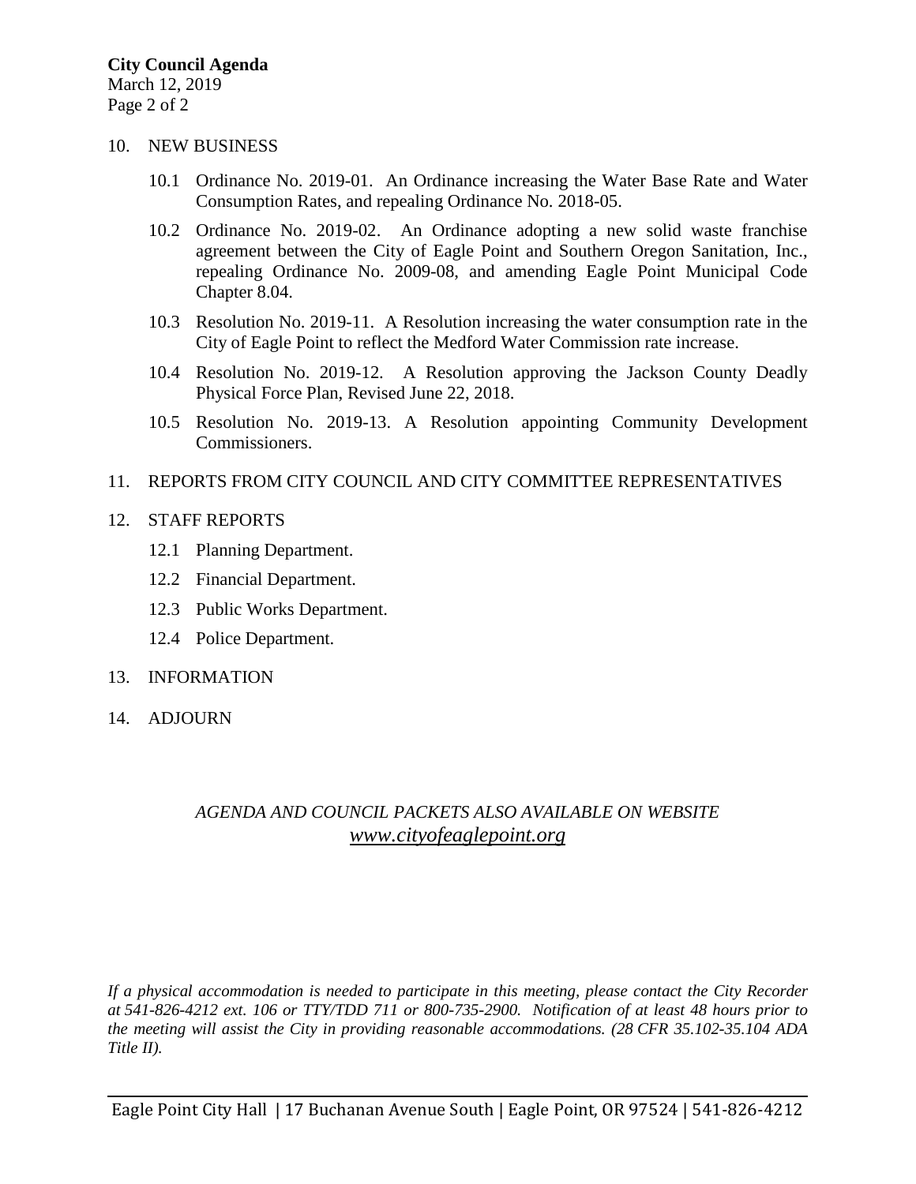10. NEW BUSINESS

    10.1 Ordinance No. 2019-01. An Ordinance increasing the Water Base Rate and Water Consumption Rates, and repealing Ordinance No. 2018-05.

    10.2 Ordinance No. 2019-02. An Ordinance adopting a new solid waste franchise agreement between the City of Eagle Point and Southern Oregon Sanitation, Inc., repealing Ordinance No. 2009-08, and amending Eagle Point Municipal Code Chapter 8.04.

    10.3 Resolution No. 2019-11. A Resolution increasing the water consumption rate in the City of Eagle Point to reflect the Medford Water Commission rate increase.

    10.4 Resolution No. 2019-12. A Resolution approving the Jackson County Deadly Physical Force Plan, Revised June 22, 2018.

    10.5 Resolution No. 2019-13. A Resolution appointing Community Development Commissioners.

11. REPORTS FROM CITY COUNCIL AND CITY COMMITTEE REPRESENTATIVES

12. STAFF REPORTS

    12.1 Planning Department.

    12.2 Financial Department.

    12.3 Public Works Department.

    12.4 Police Department.

13. INFORMATION

14. ADJOURN

*AGENDA AND COUNCIL PACKETS ALSO AVAILABLE ON WEBSITE*
*www.cityofeaglepoint.org*

*If a physical accommodation is needed to participate in this meeting, please contact the City Recorder at 541-826-4212 ext. 106 or TTY/TDD 711 or 800-735-2900. Notification of at least 48 hours prior to the meeting will assist the City in providing reasonable accommodations. (28 CFR 35.102-35.104 ADA Title II).*

Eagle Point City Hall | 17 Buchanan Avenue South | Eagle Point, OR 97524 | 541-826-4212